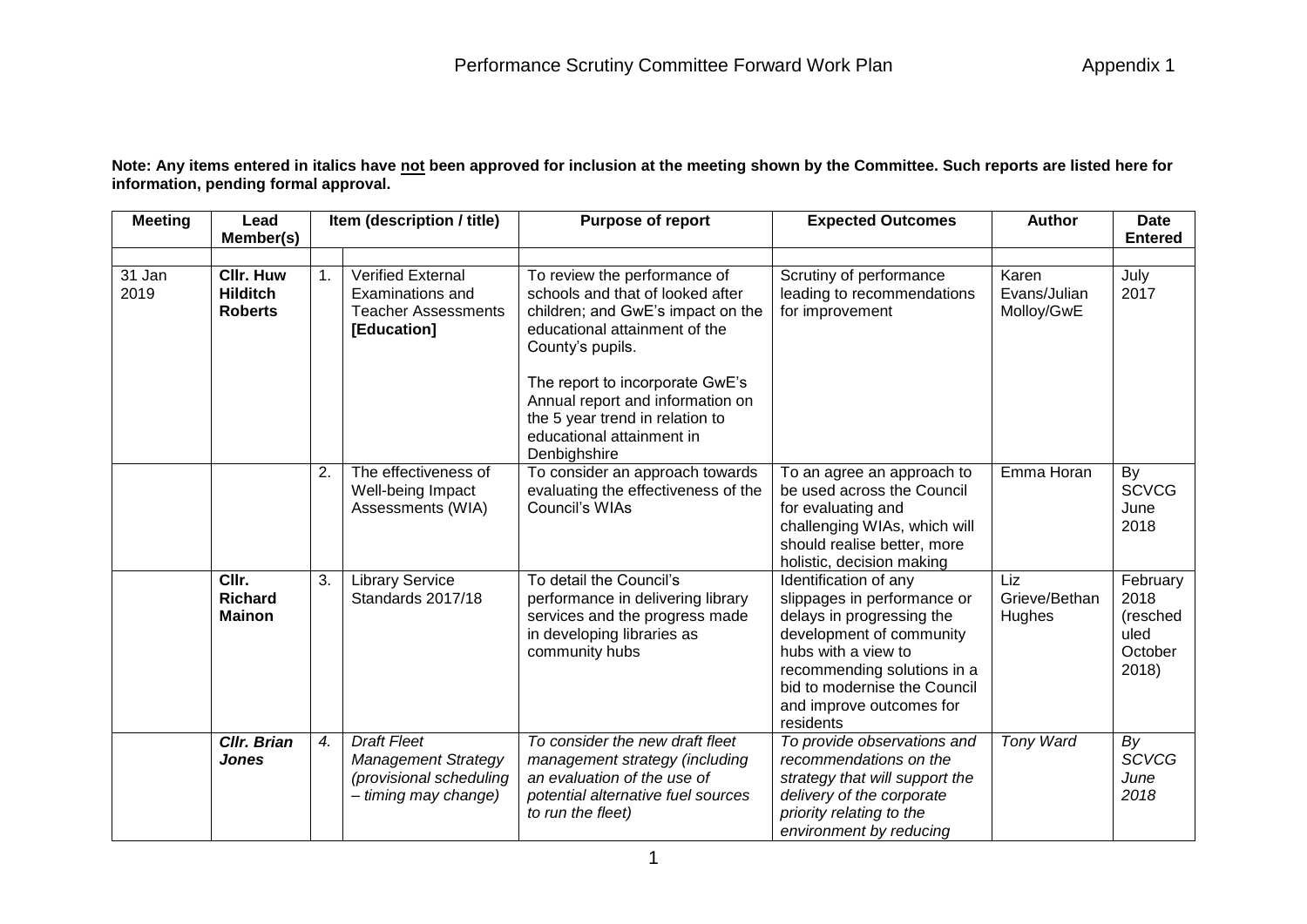# Performance Scrutiny Committee Forward Work Plan

Appendix 1

**Note: Any items entered in italics have not been approved for inclusion at the meeting shown by the Committee. Such reports are listed here for information, pending formal approval.**

| Meeting | Lead Member(s) | | Item (description / title) | Purpose of report | Expected Outcomes | Author | Date Entered |
|---|---|---|---|---|---|---|---|
| 31 Jan 2019 | **Cllr. Huw Hilditch Roberts** | 1. | Verified External Examinations and Teacher Assessments **[Education]** | To review the performance of schools and that of looked after children; and GwE's impact on the educational attainment of the County's pupils. The report to incorporate GwE's Annual report and information on the 5 year trend in relation to educational attainment in Denbighshire | Scrutiny of performance leading to recommendations for improvement | Karen Evans/Julian Molloy/GwE | July 2017 |
| | | 2. | The effectiveness of Well-being Impact Assessments (WIA) | To consider an approach towards evaluating the effectiveness of the Council's WIAs | To an agree an approach to be used across the Council for evaluating and challenging WIAs, which will should realise better, more holistic, decision making | Emma Horan | By SCVCG June 2018 |
| | **Cllr. Richard Mainon** | 3. | Library Service Standards 2017/18 | To detail the Council's performance in delivering library services and the progress made in developing libraries as community hubs | Identification of any slippages in performance or delays in progressing the development of community hubs with a view to recommending solutions in a bid to modernise the Council and improve outcomes for residents | Liz Grieve/Bethan Hughes | February 2018 (rescheduled October 2018) |
| | ***Cllr. Brian Jones*** | *4.* | *Draft Fleet Management Strategy (provisional scheduling – timing may change)* | *To consider the new draft fleet management strategy (including an evaluation of the use of potential alternative fuel sources to run the fleet)* | *To provide observations and recommendations on the strategy that will support the delivery of the corporate priority relating to the environment by reducing* | *Tony Ward* | *By SCVCG June 2018* |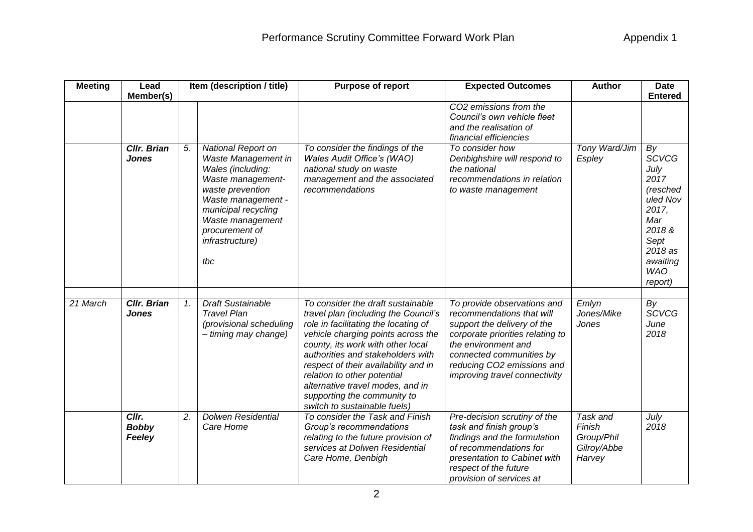# Performance Scrutiny Committee Forward Work Plan

Appendix 1

| Meeting | Lead Member(s) | Item (description / title) | | Purpose of report | Expected Outcomes | Author | Date Entered |
|---|---|---|---|---|---|---|---|
| | | | | | *$CO_2$ emissions from the Council's own vehicle fleet and the realisation of financial efficiencies* | | |
| | ***Cllr. Brian Jones*** | *5.* | *National Report on Waste Management in Wales (including: Waste management- waste prevention Waste management - municipal recycling Waste management procurement of infrastructure) tbc* | *To consider the findings of the Wales Audit Office's (WAO) national study on waste management and the associated recommendations* | *To consider how Denbighshire will respond to the national recommendations in relation to waste management* | *Tony Ward/Jim Espley* | *By SCVCG July 2017 (rescheduled Nov 2017, Mar 2018 & Sept 2018 as awaiting WAO report)* |
| | | | | | | | |
| *21 March* | ***Cllr. Brian Jones*** | *1.* | *Draft Sustainable Travel Plan (provisional scheduling – timing may change)* | *To consider the draft sustainable travel plan (including the Council's role in facilitating the locating of vehicle charging points across the county, its work with other local authorities and stakeholders with respect of their availability and in relation to other potential alternative travel modes, and in supporting the community to switch to sustainable fuels)* | *To provide observations and recommendations that will support the delivery of the corporate priorities relating to the environment and connected communities by reducing $CO_2$ emissions and improving travel connectivity* | *Emlyn Jones/Mike Jones* | *By SCVCG June 2018* |
| | ***Cllr. Bobby Feeley*** | *2.* | *Dolwen Residential Care Home* | *To consider the Task and Finish Group's recommendations relating to the future provision of services at Dolwen Residential Care Home, Denbigh* | *Pre-decision scrutiny of the task and finish group's findings and the formulation of recommendations for presentation to Cabinet with respect of the future provision of services at* | *Task and Finish Group/Phil Gilroy/Abbe Harvey* | *July 2018* |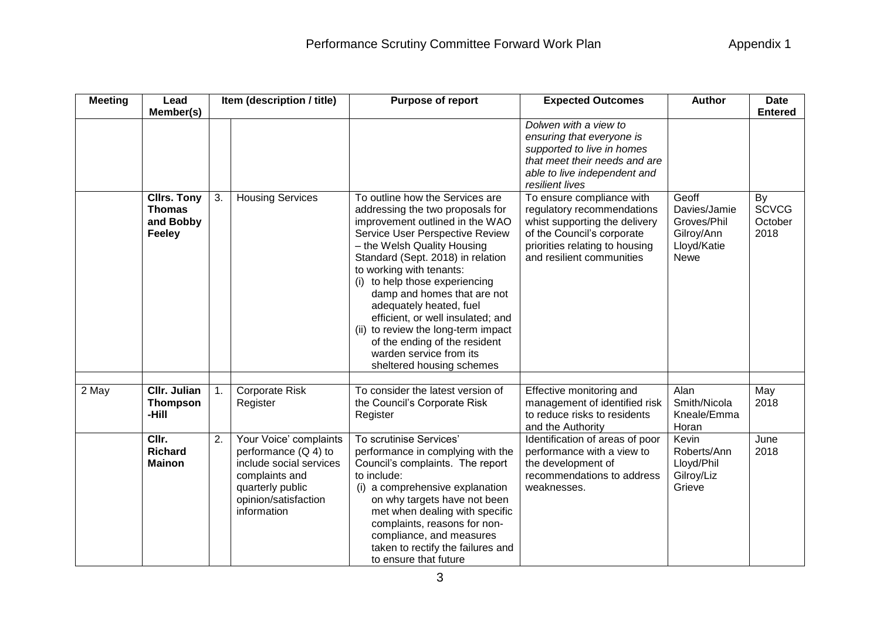| Meeting | Lead Member(s) | Item (description / title) | | Purpose of report | Expected Outcomes | Author | Date Entered |
|---|---|---|---|---|---|---|---|
| | | | | | *Dolwen with a view to ensuring that everyone is supported to live in homes that meet their needs and are able to live independent and resilient lives* | | |
| | **Cllrs. Tony Thomas and Bobby Feeley** | 3. | Housing Services | To outline how the Services are addressing the two proposals for improvement outlined in the WAO Service User Perspective Review – the Welsh Quality Housing Standard (Sept. 2018) in relation to working with tenants: (i) to help those experiencing damp and homes that are not adequately heated, fuel efficient, or well insulated; and (ii) to review the long-term impact of the ending of the resident warden service from its sheltered housing schemes | To ensure compliance with regulatory recommendations whist supporting the delivery of the Council's corporate priorities relating to housing and resilient communities | Geoff Davies/Jamie Groves/Phil Gilroy/Ann Lloyd/Katie Newe | By SCVCG October 2018 |
| | | | | | | | |
| 2 May | **Cllr. Julian Thompson -Hill** | 1. | Corporate Risk Register | To consider the latest version of the Council's Corporate Risk Register | Effective monitoring and management of identified risk to reduce risks to residents and the Authority | Alan Smith/Nicola Kneale/Emma Horan | May 2018 |
| | **Cllr. Richard Mainon** | 2. | Your Voice' complaints performance (Q 4) to include social services complaints and quarterly public opinion/satisfaction information | To scrutinise Services' performance in complying with the Council's complaints. The report to include: (i) a comprehensive explanation on why targets have not been met when dealing with specific complaints, reasons for non-compliance, and measures taken to rectify the failures and to ensure that future | Identification of areas of poor performance with a view to the development of recommendations to address weaknesses. | Kevin Roberts/Ann Lloyd/Phil Gilroy/Liz Grieve | June 2018 |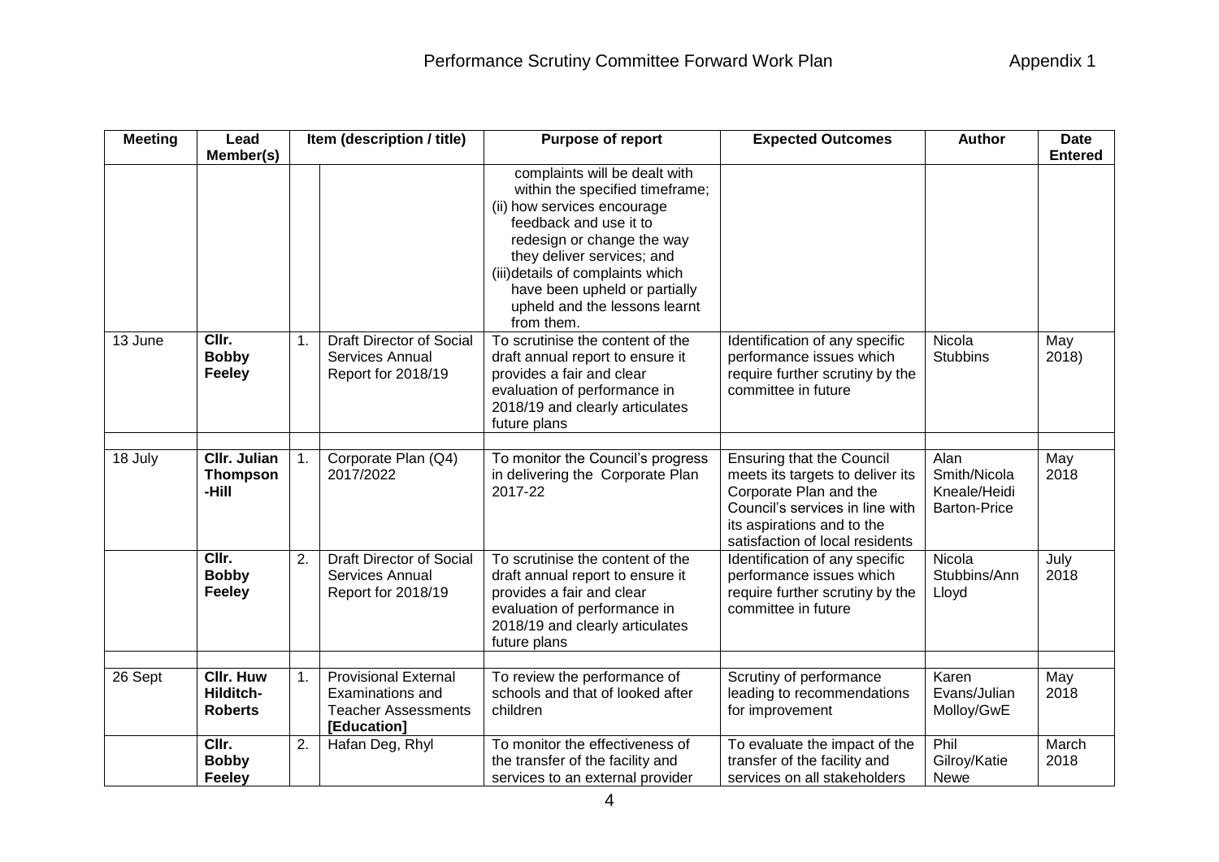# Performance Scrutiny Committee Forward Work Plan

Appendix 1

| Meeting | Lead Member(s) | Item (description / title) | | Purpose of report | Expected Outcomes | Author | Date Entered |
|---|---|---|---|---|---|---|---|
| | | | | complaints will be dealt with within the specified timeframe; (ii) how services encourage feedback and use it to redesign or change the way they deliver services; and (iii)details of complaints which have been upheld or partially upheld and the lessons learnt from them. | | | |
| 13 June | **Cllr. Bobby Feeley** | 1. | Draft Director of Social Services Annual Report for 2018/19 | To scrutinise the content of the draft annual report to ensure it provides a fair and clear evaluation of performance in 2018/19 and clearly articulates future plans | Identification of any specific performance issues which require further scrutiny by the committee in future | Nicola Stubbins | May 2018) |
| | | | | | | | |
| 18 July | **Cllr. Julian Thompson-Hill** | 1. | Corporate Plan (Q4) 2017/2022 | To monitor the Council's progress in delivering the Corporate Plan 2017-22 | Ensuring that the Council meets its targets to deliver its Corporate Plan and the Council's services in line with its aspirations and to the satisfaction of local residents | Alan Smith/Nicola Kneale/Heidi Barton-Price | May 2018 |
| | **Cllr. Bobby Feeley** | 2. | Draft Director of Social Services Annual Report for 2018/19 | To scrutinise the content of the draft annual report to ensure it provides a fair and clear evaluation of performance in 2018/19 and clearly articulates future plans | Identification of any specific performance issues which require further scrutiny by the committee in future | Nicola Stubbins/Ann Lloyd | July 2018 |
| | | | | | | | |
| 26 Sept | **Cllr. Huw Hilditch-Roberts** | 1. | Provisional External Examinations and Teacher Assessments **[Education]** | To review the performance of schools and that of looked after children | Scrutiny of performance leading to recommendations for improvement | Karen Evans/Julian Molloy/GwE | May 2018 |
| | **Cllr. Bobby Feeley** | 2. | Hafan Deg, Rhyl | To monitor the effectiveness of the transfer of the facility and services to an external provider | To evaluate the impact of the transfer of the facility and services on all stakeholders | Phil Gilroy/Katie Newe | March 2018 |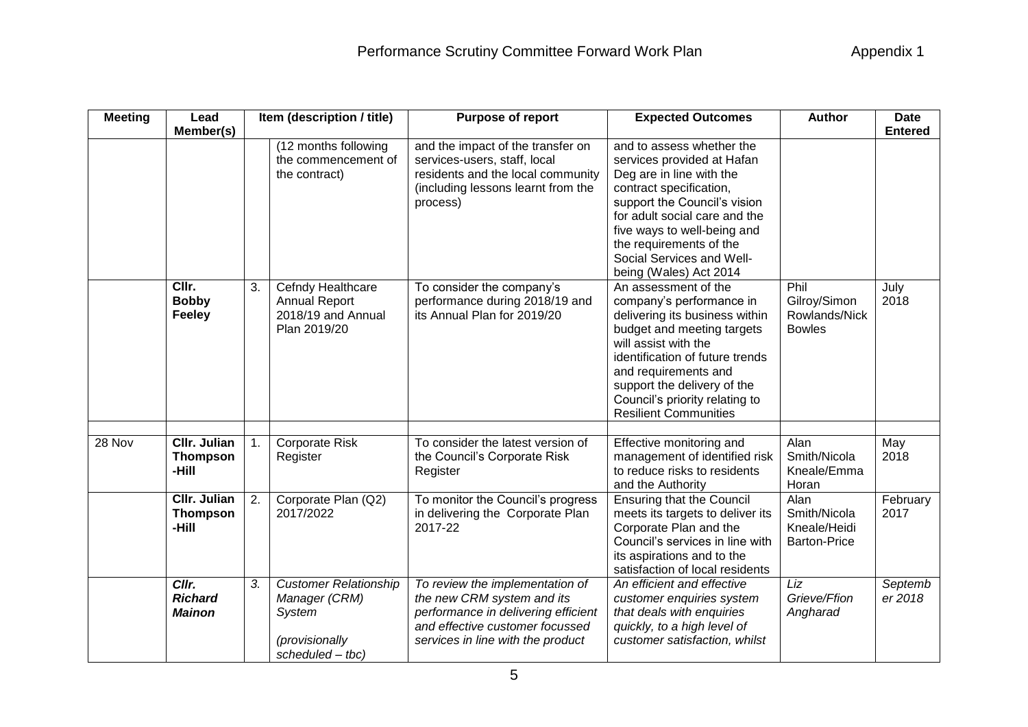# Performance Scrutiny Committee Forward Work Plan

Appendix 1

| Meeting | Lead Member(s) | | Item (description / title) | Purpose of report | Expected Outcomes | Author | Date Entered |
|---|---|---|---|---|---|---|---|
| | | | (12 months following the commencement of the contract) | and the impact of the transfer on services-users, staff, local residents and the local community (including lessons learnt from the process) | and to assess whether the services provided at Hafan Deg are in line with the contract specification, support the Council's vision for adult social care and the five ways to well-being and the requirements of the Social Services and Well-being (Wales) Act 2014 | | |
| | **Cllr. Bobby Feeley** | 3. | Cefndy Healthcare Annual Report 2018/19 and Annual Plan 2019/20 | To consider the company's performance during 2018/19 and its Annual Plan for 2019/20 | An assessment of the company's performance in delivering its business within budget and meeting targets will assist with the identification of future trends and requirements and support the delivery of the Council's priority relating to Resilient Communities | Phil Gilroy/Simon Rowlands/Nick Bowles | July 2018 |
| | | | | | | | |
| 28 Nov | **Cllr. Julian Thompson-Hill** | 1. | Corporate Risk Register | To consider the latest version of the Council's Corporate Risk Register | Effective monitoring and management of identified risk to reduce risks to residents and the Authority | Alan Smith/Nicola Kneale/Emma Horan | May 2018 |
| | **Cllr. Julian Thompson-Hill** | 2. | Corporate Plan (Q2) 2017/2022 | To monitor the Council's progress in delivering the Corporate Plan 2017-22 | Ensuring that the Council meets its targets to deliver its Corporate Plan and the Council's services in line with its aspirations and to the satisfaction of local residents | Alan Smith/Nicola Kneale/Heidi Barton-Price | February 2017 |
| | ***Cllr. Richard Mainon*** | *3.* | *Customer Relationship Manager (CRM) System* *(provisionally scheduled – tbc)* | *To review the implementation of the new CRM system and its performance in delivering efficient and effective customer focussed services in line with the product* | *An efficient and effective customer enquiries system that deals with enquiries quickly, to a high level of customer satisfaction, whilst* | *Liz Grieve/Ffion Angharad* | *September 2018* |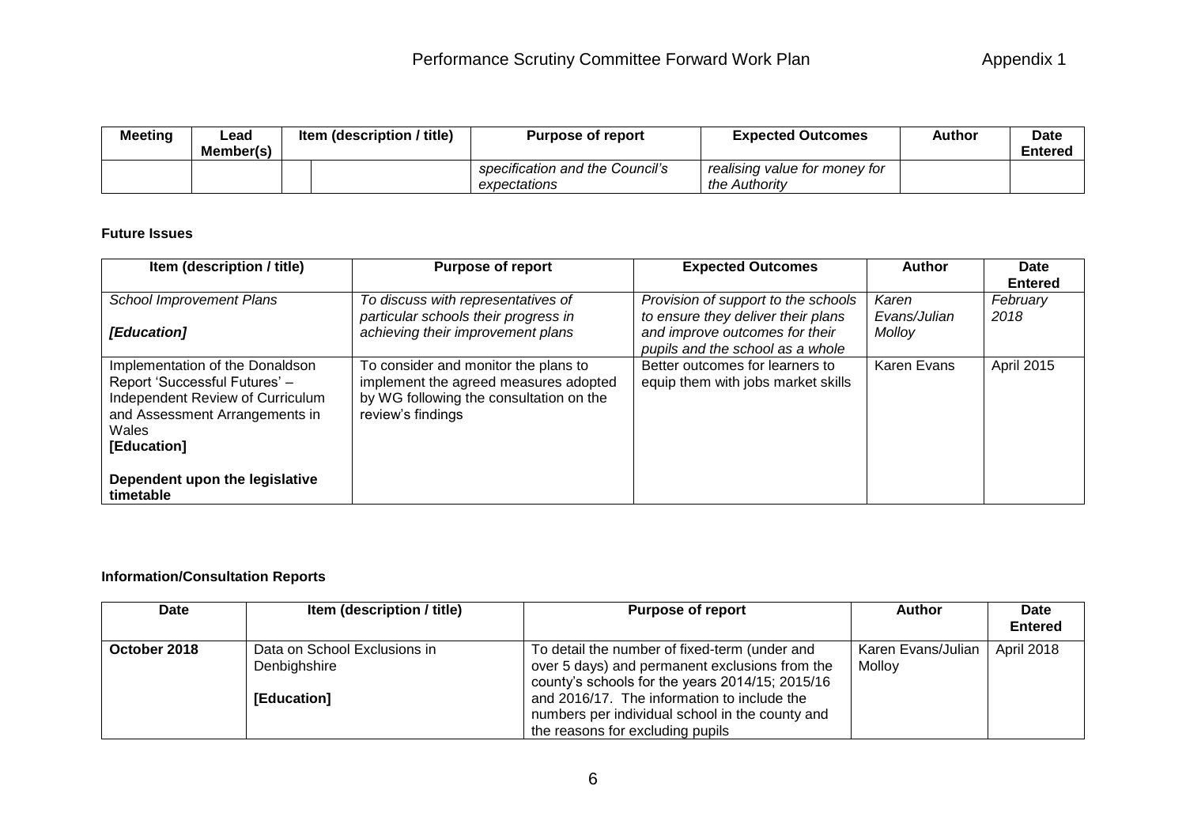| Meeting | Lead Member(s) | Item (description / title) | | Purpose of report | Expected Outcomes | Author | Date Entered |
|---|---|---|---|---|---|---|---|
| | | | | *specification and the Council's expectations* | *realising value for money for the Authority* | | |

**Future Issues**

| Item (description / title) | Purpose of report | Expected Outcomes | Author | Date Entered |
|---|---|---|---|---|
| *School Improvement Plans*<br><br>***[Education]*** | *To discuss with representatives of particular schools their progress in achieving their improvement plans* | *Provision of support to the schools to ensure they deliver their plans and improve outcomes for their pupils and the school as a whole* | *Karen Evans/Julian Molloy* | *February 2018* |
| Implementation of the Donaldson Report 'Successful Futures' – Independent Review of Curriculum and Assessment Arrangements in Wales<br>**[Education]**<br><br>**Dependent upon the legislative timetable** | To consider and monitor the plans to implement the agreed measures adopted by WG following the consultation on the review's findings | Better outcomes for learners to equip them with jobs market skills | Karen Evans | April 2015 |

**Information/Consultation Reports**

| Date | Item (description / title) | Purpose of report | Author | Date Entered |
|---|---|---|---|---|
| **October 2018** | Data on School Exclusions in Denbighshire<br><br>**[Education]** | To detail the number of fixed-term (under and over 5 days) and permanent exclusions from the county's schools for the years 2014/15; 2015/16 and 2016/17. The information to include the numbers per individual school in the county and the reasons for excluding pupils | Karen Evans/Julian Molloy | April 2018 |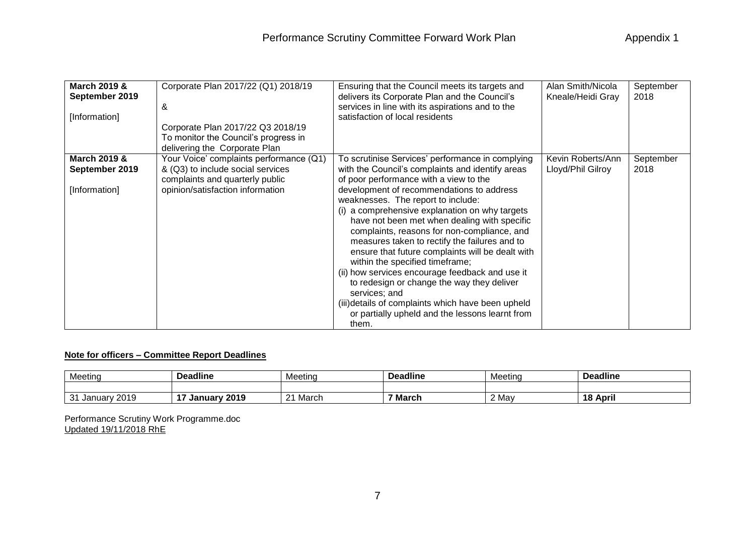| | | | | |
|---|---|---|---|---|
| **March 2019 & September 2019**<br><br>[Information] | Corporate Plan 2017/22 (Q1) 2018/19<br><br>&<br><br>Corporate Plan 2017/22 Q3 2018/19<br>To monitor the Council's progress in delivering the Corporate Plan | Ensuring that the Council meets its targets and delivers its Corporate Plan and the Council's services in line with its aspirations and to the satisfaction of local residents | Alan Smith/Nicola Kneale/Heidi Gray | September 2018 |
| **March 2019 & September 2019**<br><br>[Information] | Your Voice' complaints performance (Q1) & (Q3) to include social services complaints and quarterly public opinion/satisfaction information | To scrutinise Services' performance in complying with the Council's complaints and identify areas of poor performance with a view to the development of recommendations to address weaknesses. The report to include:<br>(i) a comprehensive explanation on why targets have not been met when dealing with specific complaints, reasons for non-compliance, and measures taken to rectify the failures and to ensure that future complaints will be dealt with within the specified timeframe;<br>(ii) how services encourage feedback and use it to redesign or change the way they deliver services; and<br>(iii) details of complaints which have been upheld or partially upheld and the lessons learnt from them. | Kevin Roberts/Ann Lloyd/Phil Gilroy | September 2018 |

**Note for officers – Committee Report Deadlines**

| Meeting | **Deadline** | Meeting | **Deadline** | Meeting | **Deadline** |
|---|---|---|---|---|---|
| | | | | | |
| 31 January 2019 | **17 January 2019** | 21 March | **7 March** | 2 May | **18 April** |

Performance Scrutiny Work Programme.doc
Updated 19/11/2018 RhE